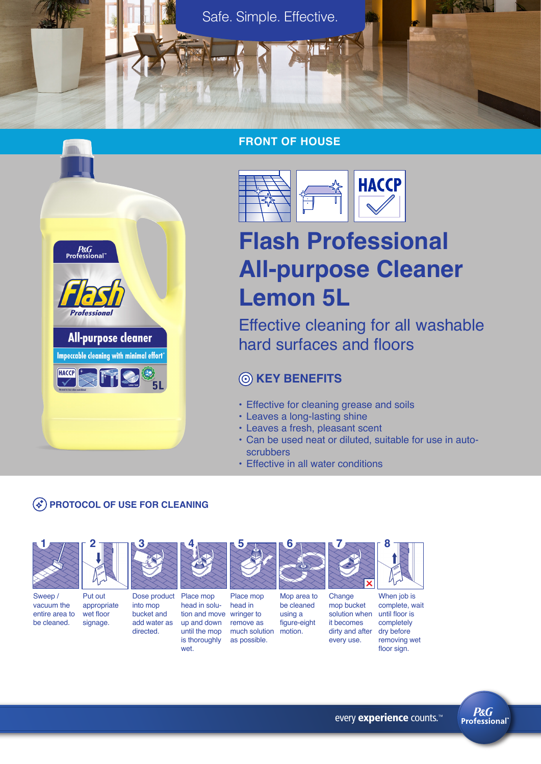Safe. Simple. Effective.

## FRONT OF HOUSE

HACCP

# Flash Professional All-purpose Cleaner Lemon 5L

Effective cleaning for all washable hard surfaces and floors

### KEY BENEFITS

- Effective for cleaning grease and soils
- Leaves a long-lasting shine
- Leaves a fresh, pleasant scent
- Can be used neat or diluted, suitable for use in auto-scrubbers
- Effective in all water conditions

### PROTOCOL OF USE FOR CLEANING

1. Sweep / vacuum the entire area to be cleaned.
2. Put out appropriate wet floor signage.
3. Dose product into mop bucket and add water as directed.
4. Place mop head in solution and move up and down until the mop is thoroughly wet.
5. Place mop head in wringer to remove as much solution as possible.
6. Mop area to be cleaned using a figure-eight motion.
7. Change mop bucket solution when it becomes dirty and after every use.
8. When job is complete, wait until floor is completely dry before removing wet floor sign.

every **experience** counts.™

P&G Professional™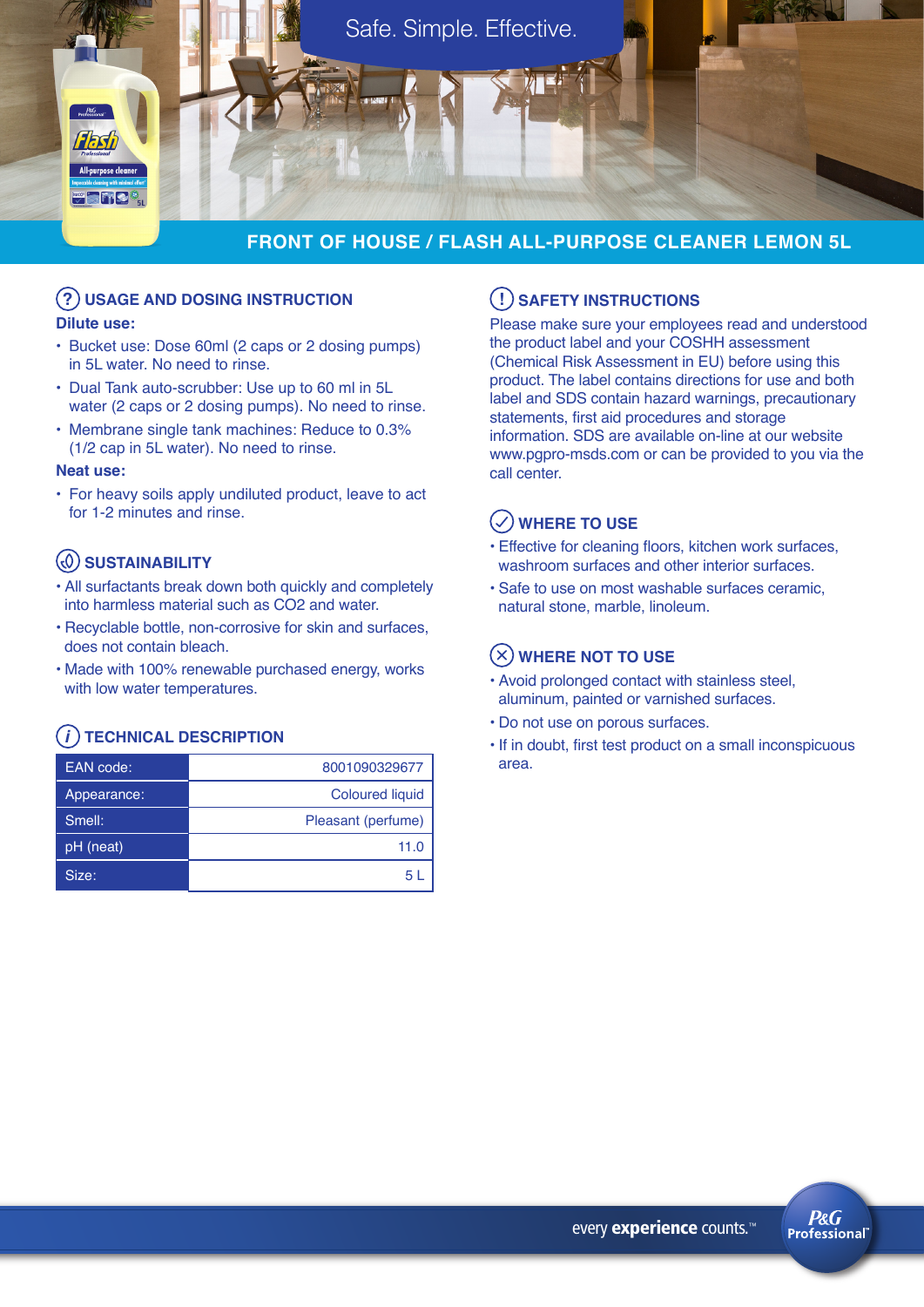Safe. Simple. Effective.

# FRONT OF HOUSE / FLASH ALL-PURPOSE CLEANER LEMON 5L

## USAGE AND DOSING INSTRUCTION

**Dilute use:**

- Bucket use: Dose 60ml (2 caps or 2 dosing pumps) in 5L water. No need to rinse.
- Dual Tank auto-scrubber: Use up to 60 ml in 5L water (2 caps or 2 dosing pumps). No need to rinse.
- Membrane single tank machines: Reduce to 0.3% (1/2 cap in 5L water). No need to rinse.

**Neat use:**

- For heavy soils apply undiluted product, leave to act for 1-2 minutes and rinse.

## SUSTAINABILITY

- All surfactants break down both quickly and completely into harmless material such as $CO_2$ and water.
- Recyclable bottle, non-corrosive for skin and surfaces, does not contain bleach.
- Made with 100% renewable purchased energy, works with low water temperatures.

## TECHNICAL DESCRIPTION

| | |
|---|---|
| EAN code: | 8001090329677 |
| Appearance: | Coloured liquid |
| Smell: | Pleasant (perfume) |
| pH (neat) | 11.0 |
| Size: | 5 L |

## SAFETY INSTRUCTIONS

Please make sure your employees read and understood the product label and your COSHH assessment (Chemical Risk Assessment in EU) before using this product. The label contains directions for use and both label and SDS contain hazard warnings, precautionary statements, first aid procedures and storage information. SDS are available on-line at our website www.pgpro-msds.com or can be provided to you via the call center.

## WHERE TO USE

- Effective for cleaning floors, kitchen work surfaces, washroom surfaces and other interior surfaces.
- Safe to use on most washable surfaces ceramic, natural stone, marble, linoleum.

## WHERE NOT TO USE

- Avoid prolonged contact with stainless steel, aluminum, painted or varnished surfaces.
- Do not use on porous surfaces.
- If in doubt, first test product on a small inconspicuous area.

every **experience** counts.™

P&G Professional™